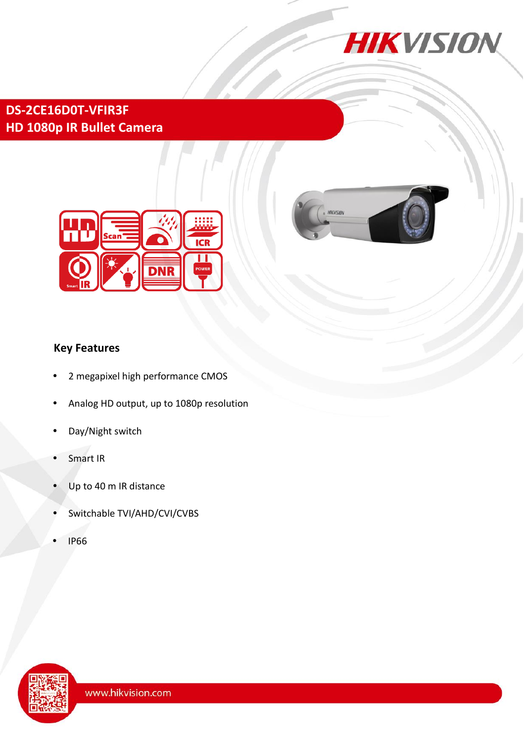# DS-2CE16D0T-VFIR3F

## HD 1080p IR Bullet Camera

### Key Features

- 2 megapixel high performance CMOS
- Analog HD output, up to 1080p resolution
- Day/Night switch
- Smart IR
- Up to 40 m IR distance
- Switchable TVI/AHD/CVI/CVBS
- IP66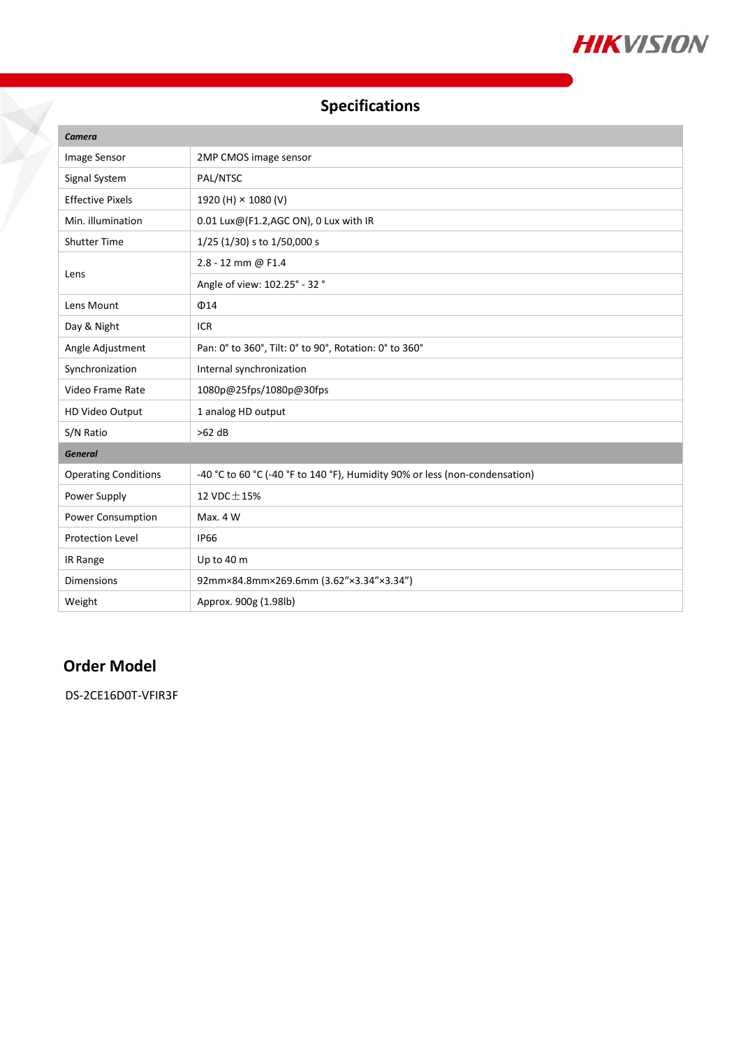## Specifications

| *Camera* | |
|---|---|
| Image Sensor | 2MP CMOS image sensor |
| Signal System | PAL/NTSC |
| Effective Pixels | 1920 (H) × 1080 (V) |
| Min. illumination | 0.01 Lux@(F1.2,AGC ON), 0 Lux with IR |
| Shutter Time | 1/25 (1/30) s to 1/50,000 s |
| Lens | 2.8 - 12 mm @ F1.4 |
| | Angle of view: 102.25° - 32 ° |
| Lens Mount | Φ14 |
| Day & Night | ICR |
| Angle Adjustment | Pan: 0° to 360°, Tilt: 0° to 90°, Rotation: 0° to 360° |
| Synchronization | Internal synchronization |
| Video Frame Rate | 1080p@25fps/1080p@30fps |
| HD Video Output | 1 analog HD output |
| S/N Ratio | >62 dB |
| ***General*** | |
| Operating Conditions | -40 °C to 60 °C (-40 °F to 140 °F), Humidity 90% or less (non-condensation) |
| Power Supply | 12 VDC±15% |
| Power Consumption | Max. 4 W |
| Protection Level | IP66 |
| IR Range | Up to 40 m |
| Dimensions | 92mm×84.8mm×269.6mm (3.62”×3.34”×3.34”) |
| Weight | Approx. 900g (1.98lb) |

## Order Model

DS-2CE16D0T-VFIR3F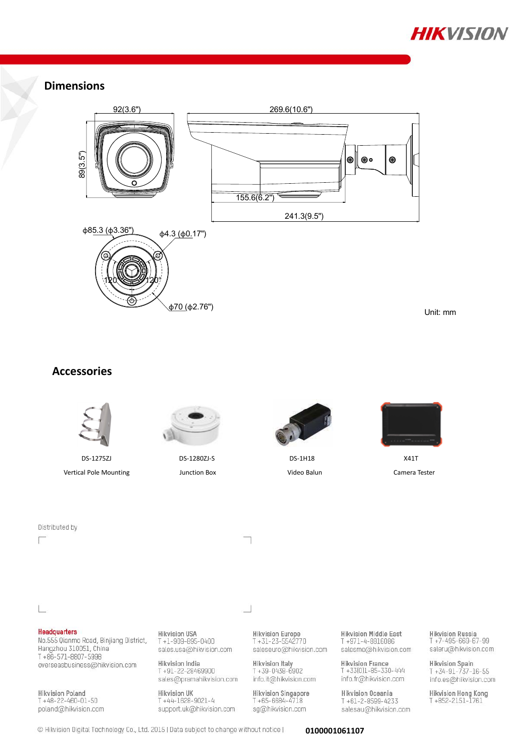## Dimensions

92(3.6")

269.6(10.6")

89(3.5")

155.6(6.2")

241.3(9.5")

ϕ85.3 (ϕ3.36")

ϕ4.3 (ϕ0.17")

120°

120°

ϕ70 (ϕ2.76")

Unit: mm

## Accessories

| DS-1275ZJ | DS-1280ZJ-S | DS-1H18 | X41T |
|---|---|---|---|
| Vertical Pole Mounting | Junction Box | Video Balun | Camera Tester |

Distributed by

**Headquarters**
No.555 Qianmo Road, Binjiang District, Hangzhou 310051, China
T +86-571-8807-5998
overseasbusiness@hikvision.com

**Hikvision USA**
T +1-909-895-0400
sales.usa@hikvision.com

**Hikvision India**
T +91-22-28469900
sales@pramahikvision.com

**Hikvision UK**
T +44-1628-9021-4
support.uk@hikvision.com

**Hikvision Europe**
T +31-23-5542770
saleseuro@hikvision.com

**Hikvision Italy**
T +39-0438-6902
info.it@hikvision.com

**Hikvision Singapore**
T +65-6684-4718
sg@hikvision.com

**Hikvision Middle East**
T +971-4-8816086
salesme@hikvision.com

**Hikvision France**
T +33(0)1-85-330-444
info.fr@hikvision.com

**Hikvision Oceania**
T +61-2-8599-4233
salesau@hikvision.com

**Hikvision Russia**
T +7-495-669-67-99
saleru@hikvision.com

**Hikvision Spain**
T +34-91-737-16-55
info.es@hikvision.com

**Hikvision Hong Kong**
T +852-2151-1761

**Hikvision Poland**
T +48-22-460-01-50
poland@hikvision.com

© Hikvision Digital Technology Co., Ltd. 2015 | Data subject to change without notice | **0100001061107**